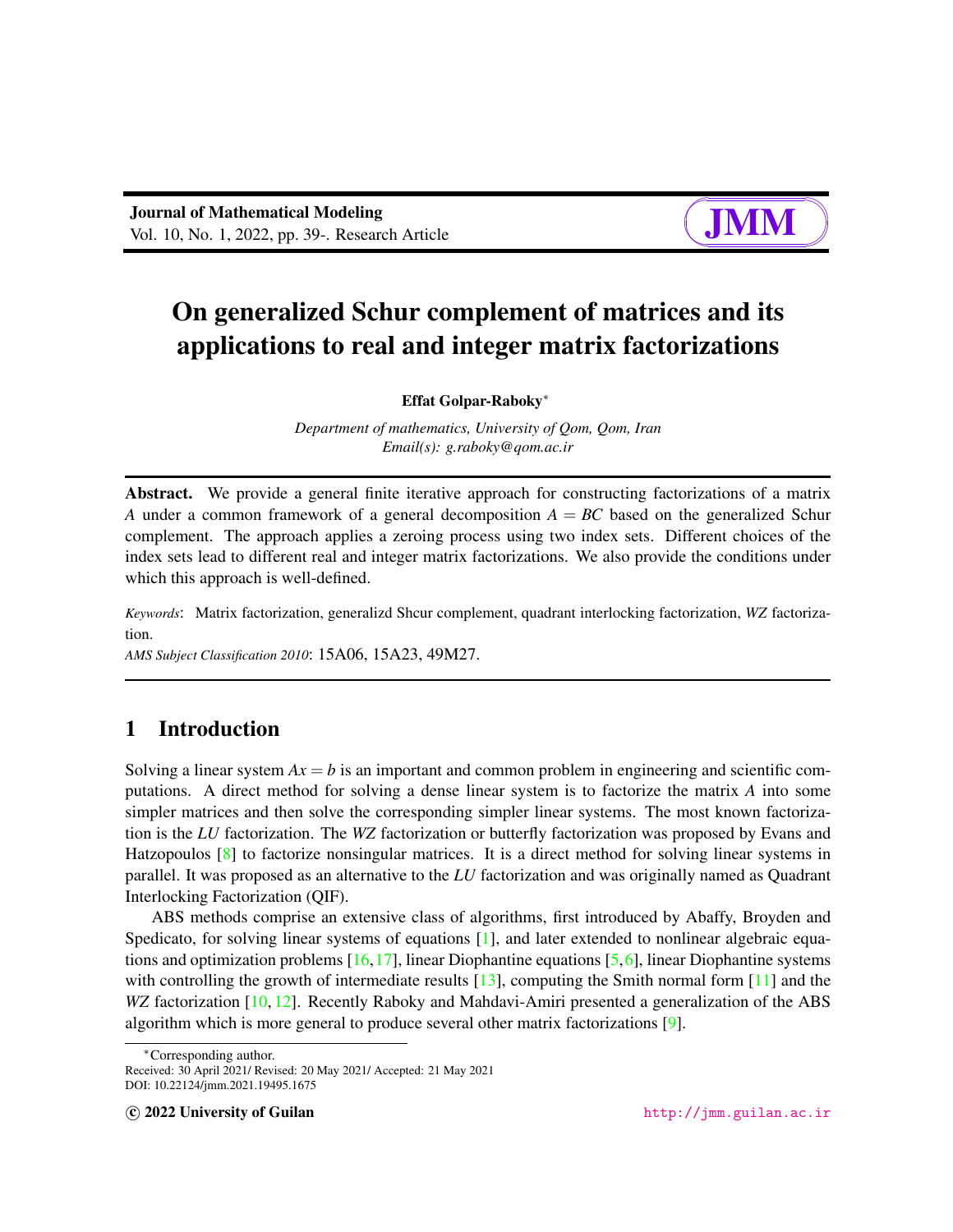# On generalized Schur complement of matrices and its applications to real and integer matrix factorizations

**Effat Golpar-Raboky***

*Department of mathematics, University of Qom, Qom, Iran*
*Email(s): g.raboky@qom.ac.ir*

**Abstract.** We provide a general finite iterative approach for constructing factorizations of a matrix $A$ under a common framework of a general decomposition $A = BC$ based on the generalized Schur complement. The approach applies a zeroing process using two index sets. Different choices of the index sets lead to different real and integer matrix factorizations. We also provide the conditions under which this approach is well-defined.

*Keywords*: Matrix factorization, generalizd Shcur complement, quadrant interlocking factorization, *WZ* factorization.

*AMS Subject Classification 2010*: 15A06, 15A23, 49M27.

## 1 Introduction

Solving a linear system $Ax = b$ is an important and common problem in engineering and scientific computations. A direct method for solving a dense linear system is to factorize the matrix $A$ into some simpler matrices and then solve the corresponding simpler linear systems. The most known factorization is the $LU$ factorization. The $WZ$ factorization or butterfly factorization was proposed by Evans and Hatzopoulos [8] to factorize nonsingular matrices. It is a direct method for solving linear systems in parallel. It was proposed as an alternative to the $LU$ factorization and was originally named as Quadrant Interlocking Factorization (QIF).

ABS methods comprise an extensive class of algorithms, first introduced by Abaffy, Broyden and Spedicato, for solving linear systems of equations [1], and later extended to nonlinear algebraic equations and optimization problems [16,17], linear Diophantine equations [5,6], linear Diophantine systems with controlling the growth of intermediate results [13], computing the Smith normal form [11] and the $WZ$ factorization [10,12]. Recently Raboky and Mahdavi-Amiri presented a generalization of the ABS algorithm which is more general to produce several other matrix factorizations [9].

*Corresponding author.
Received: 30 April 2021/ Revised: 20 May 2021/ Accepted: 21 May 2021
DOI: 10.22124/jmm.2021.19495.1675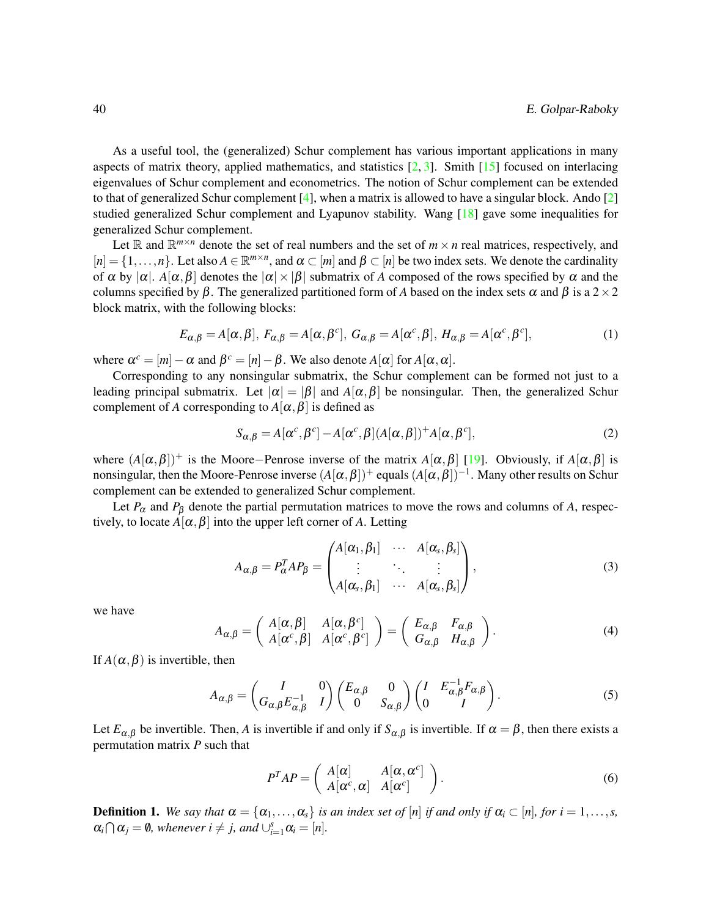As a useful tool, the (generalized) Schur complement has various important applications in many aspects of matrix theory, applied mathematics, and statistics [2, 3]. Smith [15] focused on interlacing eigenvalues of Schur complement and econometrics. The notion of Schur complement can be extended to that of generalized Schur complement [4], when a matrix is allowed to have a singular block. Ando [2] studied generalized Schur complement and Lyapunov stability. Wang [18] gave some inequalities for generalized Schur complement.

Let $\mathbb{R}$ and $\mathbb{R}^{m\times n}$ denote the set of real numbers and the set of $m\times n$ real matrices, respectively, and $[n]=\{1,\ldots,n\}$. Let also $A\in\mathbb{R}^{m\times n}$, and $\alpha\subset[m]$ and $\beta\subset[n]$ be two index sets. We denote the cardinality of $\alpha$ by $|\alpha|$. $A[\alpha,\beta]$ denotes the $|\alpha|\times|\beta|$ submatrix of $A$ composed of the rows specified by $\alpha$ and the columns specified by $\beta$. The generalized partitioned form of $A$ based on the index sets $\alpha$ and $\beta$ is a $2\times 2$ block matrix, with the following blocks:

$$E_{\alpha,\beta}=A[\alpha,\beta],\ F_{\alpha,\beta}=A[\alpha,\beta^c],\ G_{\alpha,\beta}=A[\alpha^c,\beta],\ H_{\alpha,\beta}=A[\alpha^c,\beta^c], \tag{1}$$

where $\alpha^c=[m]-\alpha$ and $\beta^c=[n]-\beta$. We also denote $A[\alpha]$ for $A[\alpha,\alpha]$.

Corresponding to any nonsingular submatrix, the Schur complement can be formed not just to a leading principal submatrix. Let $|\alpha|=|\beta|$ and $A[\alpha,\beta]$ be nonsingular. Then, the generalized Schur complement of $A$ corresponding to $A[\alpha,\beta]$ is defined as

$$S_{\alpha,\beta}=A[\alpha^c,\beta^c]-A[\alpha^c,\beta](A[\alpha,\beta])^{+}A[\alpha,\beta^c], \tag{2}$$

where $(A[\alpha,\beta])^{+}$ is the Moore$-$Penrose inverse of the matrix $A[\alpha,\beta]$ [19]. Obviously, if $A[\alpha,\beta]$ is nonsingular, then the Moore-Penrose inverse $(A[\alpha,\beta])^{+}$ equals $(A[\alpha,\beta])^{-1}$. Many other results on Schur complement can be extended to generalized Schur complement.

Let $P_\alpha$ and $P_\beta$ denote the partial permutation matrices to move the rows and columns of $A$, respectively, to locate $A[\alpha,\beta]$ into the upper left corner of $A$. Letting

$$A_{\alpha,\beta}=P_\alpha^T A P_\beta=\begin{pmatrix} A[\alpha_1,\beta_1] & \cdots & A[\alpha_s,\beta_s]\\ \vdots & \ddots & \vdots\\ A[\alpha_s,\beta_1] & \cdots & A[\alpha_s,\beta_s]\end{pmatrix}, \tag{3}$$

we have

$$A_{\alpha,\beta}=\begin{pmatrix} A[\alpha,\beta] & A[\alpha,\beta^c]\\ A[\alpha^c,\beta] & A[\alpha^c,\beta^c]\end{pmatrix}=\begin{pmatrix} E_{\alpha,\beta} & F_{\alpha,\beta}\\ G_{\alpha,\beta} & H_{\alpha,\beta}\end{pmatrix}. \tag{4}$$

If $A(\alpha,\beta)$ is invertible, then

$$A_{\alpha,\beta}=\begin{pmatrix} I & 0\\ G_{\alpha,\beta}E_{\alpha,\beta}^{-1} & I\end{pmatrix}\begin{pmatrix} E_{\alpha,\beta} & 0\\ 0 & S_{\alpha,\beta}\end{pmatrix}\begin{pmatrix} I & E_{\alpha,\beta}^{-1}F_{\alpha,\beta}\\ 0 & I\end{pmatrix}. \tag{5}$$

Let $E_{\alpha,\beta}$ be invertible. Then, $A$ is invertible if and only if $S_{\alpha,\beta}$ is invertible. If $\alpha=\beta$, then there exists a permutation matrix $P$ such that

$$P^TAP=\begin{pmatrix} A[\alpha] & A[\alpha,\alpha^c]\\ A[\alpha^c,\alpha] & A[\alpha^c]\end{pmatrix}. \tag{6}$$

**Definition 1.** *We say that $\alpha=\{\alpha_1,\ldots,\alpha_s\}$ is an index set of $[n]$ if and only if $\alpha_i\subset[n]$, for $i=1,\ldots,s$, $\alpha_i\bigcap\alpha_j=\emptyset$, whenever $i\neq j$, and $\cup_{i=1}^{s}\alpha_i=[n]$.*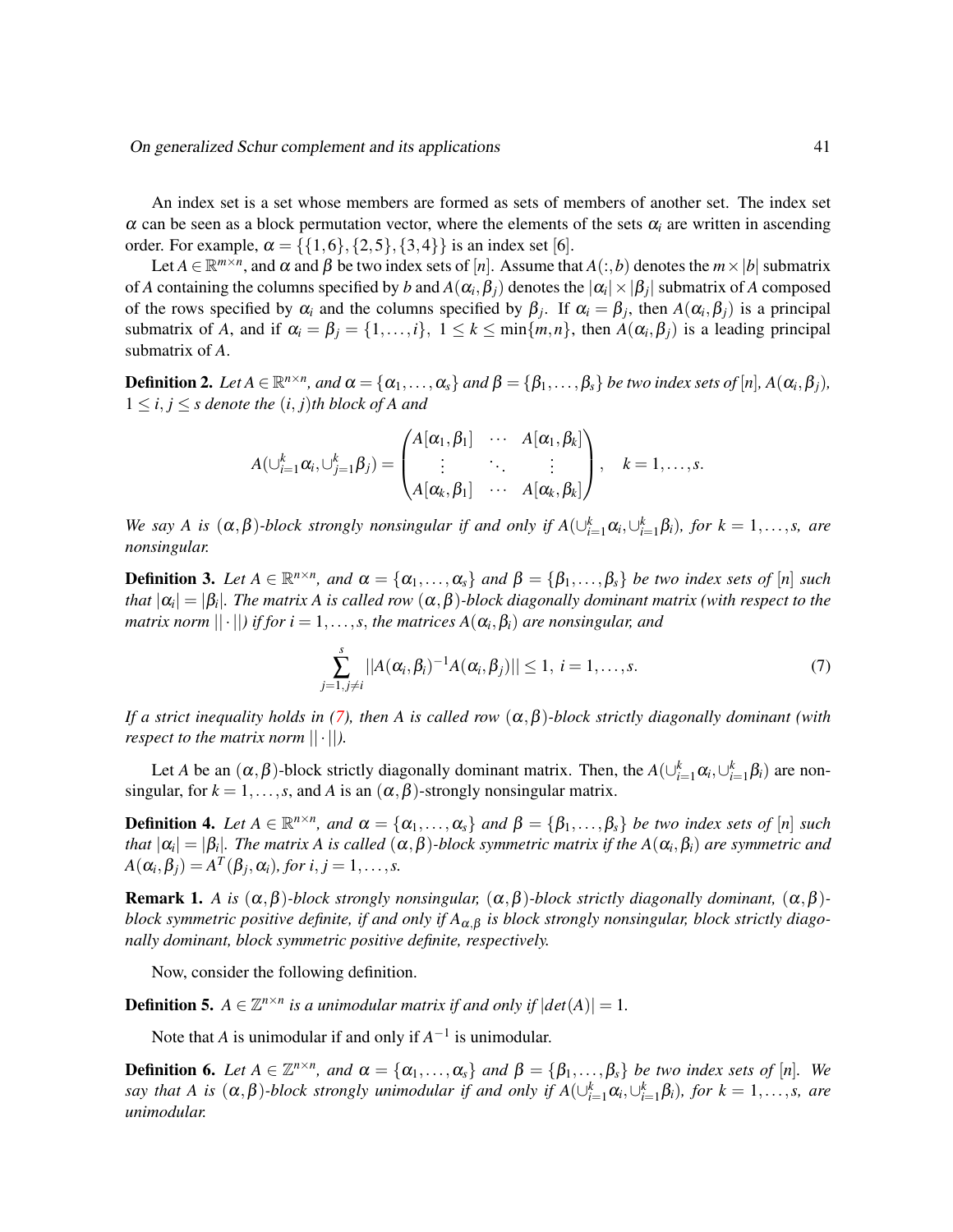An index set is a set whose members are formed as sets of members of another set. The index set $\alpha$ can be seen as a block permutation vector, where the elements of the sets $\alpha_i$ are written in ascending order. For example, $\alpha = \{\{1,6\},\{2,5\},\{3,4\}\}$ is an index set [6].

Let $A \in \mathbb{R}^{m\times n}$, and $\alpha$ and $\beta$ be two index sets of $[n]$. Assume that $A(:,b)$ denotes the $m \times |b|$ submatrix of $A$ containing the columns specified by $b$ and $A(\alpha_i, \beta_j)$ denotes the $|\alpha_i| \times |\beta_j|$ submatrix of $A$ composed of the rows specified by $\alpha_i$ and the columns specified by $\beta_j$. If $\alpha_i = \beta_j$, then $A(\alpha_i, \beta_j)$ is a principal submatrix of $A$, and if $\alpha_i = \beta_j = \{1,\dots,i\}$, $1 \le k \le \min\{m,n\}$, then $A(\alpha_i, \beta_j)$ is a leading principal submatrix of $A$.

**Definition 2.** *Let $A \in \mathbb{R}^{n\times n}$, and $\alpha = \{\alpha_1,\dots,\alpha_s\}$ and $\beta = \{\beta_1,\dots,\beta_s\}$ be two index sets of $[n]$, $A(\alpha_i, \beta_j)$, $1 \le i, j \le s$ denote the $(i, j)$th block of $A$ and*

$$A(\cup_{i=1}^{k}\alpha_i, \cup_{j=1}^{k}\beta_j) = \begin{pmatrix} A[\alpha_1,\beta_1] & \cdots & A[\alpha_1,\beta_k] \\ \vdots & \ddots & \vdots \\ A[\alpha_k,\beta_1] & \cdots & A[\alpha_k,\beta_k] \end{pmatrix}, \quad k = 1,\dots,s.$$

*We say $A$ is $(\alpha,\beta)$-block strongly nonsingular if and only if $A(\cup_{i=1}^{k}\alpha_i, \cup_{i=1}^{k}\beta_i)$, for $k = 1,\dots,s$, are nonsingular.*

**Definition 3.** *Let $A \in \mathbb{R}^{n\times n}$, and $\alpha = \{\alpha_1,\dots,\alpha_s\}$ and $\beta = \{\beta_1,\dots,\beta_s\}$ be two index sets of $[n]$ such that $|\alpha_i| = |\beta_i|$. The matrix $A$ is called row $(\alpha,\beta)$-block diagonally dominant matrix (with respect to the matrix norm $||\cdot||$) if for $i = 1,\dots,s$, the matrices $A(\alpha_i,\beta_i)$ are nonsingular, and*

$$\sum_{j=1, j\neq i}^{s} ||A(\alpha_i,\beta_i)^{-1}A(\alpha_i,\beta_j)|| \le 1, \; i = 1,\dots,s. \tag{7}$$

*If a strict inequality holds in (7), then $A$ is called row $(\alpha,\beta)$-block strictly diagonally dominant (with respect to the matrix norm $||\cdot||$).*

Let $A$ be an $(\alpha,\beta)$-block strictly diagonally dominant matrix. Then, the $A(\cup_{i=1}^{k}\alpha_i, \cup_{i=1}^{k}\beta_i)$ are nonsingular, for $k = 1,\dots,s$, and $A$ is an $(\alpha,\beta)$-strongly nonsingular matrix.

**Definition 4.** *Let $A \in \mathbb{R}^{n\times n}$, and $\alpha = \{\alpha_1,\dots,\alpha_s\}$ and $\beta = \{\beta_1,\dots,\beta_s\}$ be two index sets of $[n]$ such that $|\alpha_i| = |\beta_i|$. The matrix $A$ is called $(\alpha,\beta)$-block symmetric matrix if the $A(\alpha_i,\beta_i)$ are symmetric and $A(\alpha_i,\beta_j) = A^T(\beta_j,\alpha_i)$, for $i, j = 1,\dots,s$.*

**Remark 1.** *$A$ is $(\alpha,\beta)$-block strongly nonsingular, $(\alpha,\beta)$-block strictly diagonally dominant, $(\alpha,\beta)$-block symmetric positive definite, if and only if $A_{\alpha,\beta}$ is block strongly nonsingular, block strictly diagonally dominant, block symmetric positive definite, respectively.*

Now, consider the following definition.

**Definition 5.** *$A \in \mathbb{Z}^{n\times n}$ is a unimodular matrix if and only if $|det(A)| = 1$.*

Note that $A$ is unimodular if and only if $A^{-1}$ is unimodular.

**Definition 6.** *Let $A \in \mathbb{Z}^{n\times n}$, and $\alpha = \{\alpha_1,\dots,\alpha_s\}$ and $\beta = \{\beta_1,\dots,\beta_s\}$ be two index sets of $[n]$. We say that $A$ is $(\alpha,\beta)$-block strongly unimodular if and only if $A(\cup_{i=1}^{k}\alpha_i, \cup_{i=1}^{k}\beta_i)$, for $k = 1,\dots,s$, are unimodular.*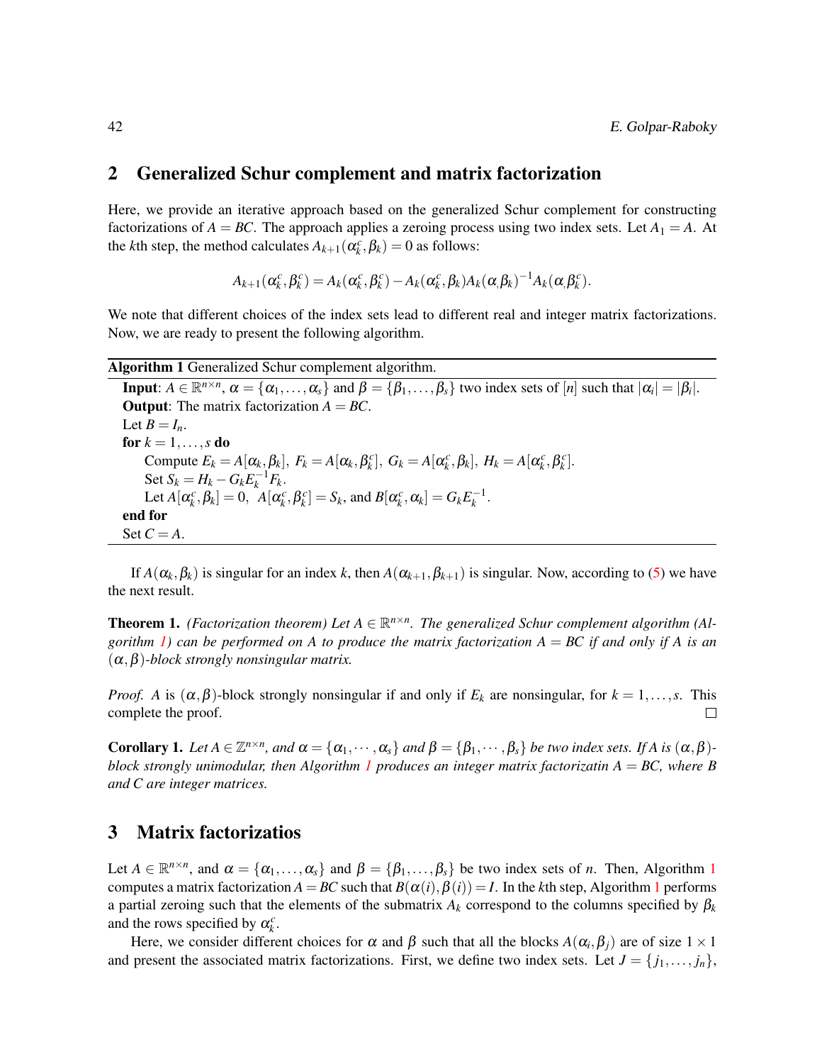## 2 Generalized Schur complement and matrix factorization

Here, we provide an iterative approach based on the generalized Schur complement for constructing factorizations of $A = BC$. The approach applies a zeroing process using two index sets. Let $A_1 = A$. At the $k$th step, the method calculates $A_{k+1}(\alpha_k^c, \beta_k) = 0$ as follows:

$$A_{k+1}(\alpha_k^c, \beta_k^c) = A_k(\alpha_k^c, \beta_k^c) - A_k(\alpha_k^c, \beta_k) A_k(\alpha, \beta_k)^{-1} A_k(\alpha, \beta_k^c).$$

We note that different choices of the index sets lead to different real and integer matrix factorizations. Now, we are ready to present the following algorithm.

---

**Algorithm 1** Generalized Schur complement algorithm.

---

**Input**: $A \in \mathbb{R}^{n\times n}$, $\alpha = \{\alpha_1, \ldots, \alpha_s\}$ and $\beta = \{\beta_1, \ldots, \beta_s\}$ two index sets of $[n]$ such that $|\alpha_i| = |\beta_i|$.
**Output**: The matrix factorization $A = BC$.
Let $B = I_n$.
**for** $k = 1, \ldots, s$ **do**
  Compute $E_k = A[\alpha_k, \beta_k],\ F_k = A[\alpha_k, \beta_k^c],\ G_k = A[\alpha_k^c, \beta_k],\ H_k = A[\alpha_k^c, \beta_k^c]$.
  Set $S_k = H_k - G_k E_k^{-1} F_k$.
  Let $A[\alpha_k^c, \beta_k] = 0,\ \ A[\alpha_k^c, \beta_k^c] = S_k$, and $B[\alpha_k^c, \alpha_k] = G_k E_k^{-1}$.
**end for**
Set $C = A$.

---

If $A(\alpha_k, \beta_k)$ is singular for an index $k$, then $A(\alpha_{k+1}, \beta_{k+1})$ is singular. Now, according to (5) we have the next result.

**Theorem 1.** *(Factorization theorem) Let $A \in \mathbb{R}^{n\times n}$. The generalized Schur complement algorithm (Algorithm 1) can be performed on A to produce the matrix factorization $A = BC$ if and only if A is an $(\alpha, \beta)$-block strongly nonsingular matrix.*

*Proof.* $A$ is $(\alpha, \beta)$-block strongly nonsingular if and only if $E_k$ are nonsingular, for $k = 1, \ldots, s$. This complete the proof. □

**Corollary 1.** *Let $A \in \mathbb{Z}^{n\times n}$, and $\alpha = \{\alpha_1, \cdots, \alpha_s\}$ and $\beta = \{\beta_1, \cdots, \beta_s\}$ be two index sets. If A is $(\alpha, \beta)$-block strongly unimodular, then Algorithm 1 produces an integer matrix factorizatin $A = BC$, where B and C are integer matrices.*

## 3 Matrix factorizatios

Let $A \in \mathbb{R}^{n\times n}$, and $\alpha = \{\alpha_1, \ldots, \alpha_s\}$ and $\beta = \{\beta_1, \ldots, \beta_s\}$ be two index sets of $n$. Then, Algorithm 1 computes a matrix factorization $A = BC$ such that $B(\alpha(i), \beta(i)) = I$. In the $k$th step, Algorithm 1 performs a partial zeroing such that the elements of the submatrix $A_k$ correspond to the columns specified by $\beta_k$ and the rows specified by $\alpha_k^c$.

Here, we consider different choices for $\alpha$ and $\beta$ such that all the blocks $A(\alpha_i, \beta_j)$ are of size $1 \times 1$ and present the associated matrix factorizations. First, we define two index sets. Let $J = \{j_1, \ldots, j_n\}$,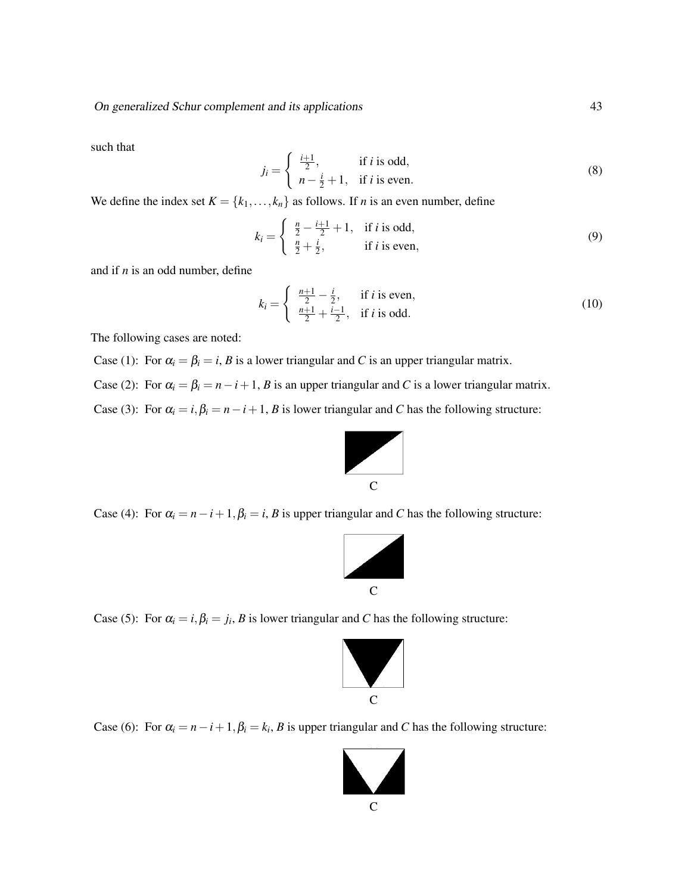such that

$$j_i = \begin{cases} \frac{i+1}{2}, & \text{if } i \text{ is odd}, \\ n - \frac{i}{2} + 1, & \text{if } i \text{ is even}. \end{cases} \tag{8}$$

We define the index set $K = \{k_1, \dots, k_n\}$ as follows. If $n$ is an even number, define

$$k_i = \begin{cases} \frac{n}{2} - \frac{i+1}{2} + 1, & \text{if } i \text{ is odd}, \\ \frac{n}{2} + \frac{i}{2}, & \text{if } i \text{ is even}, \end{cases} \tag{9}$$

and if $n$ is an odd number, define

$$k_i = \begin{cases} \frac{n+1}{2} - \frac{i}{2}, & \text{if } i \text{ is even}, \\ \frac{n+1}{2} + \frac{i-1}{2}, & \text{if } i \text{ is odd}. \end{cases} \tag{10}$$

The following cases are noted:

Case (1): For $\alpha_i = \beta_i = i$, $B$ is a lower triangular and $C$ is an upper triangular matrix.

Case (2): For $\alpha_i = \beta_i = n - i + 1$, $B$ is an upper triangular and $C$ is a lower triangular matrix.

Case (3): For $\alpha_i = i, \beta_i = n - i + 1$, $B$ is lower triangular and $C$ has the following structure:

C

Case (4): For $\alpha_i = n - i + 1, \beta_i = i$, $B$ is upper triangular and $C$ has the following structure:

C

Case (5): For $\alpha_i = i, \beta_i = j_i$, $B$ is lower triangular and $C$ has the following structure:

C

Case (6): For $\alpha_i = n - i + 1, \beta_i = k_i$, $B$ is upper triangular and $C$ has the following structure:

C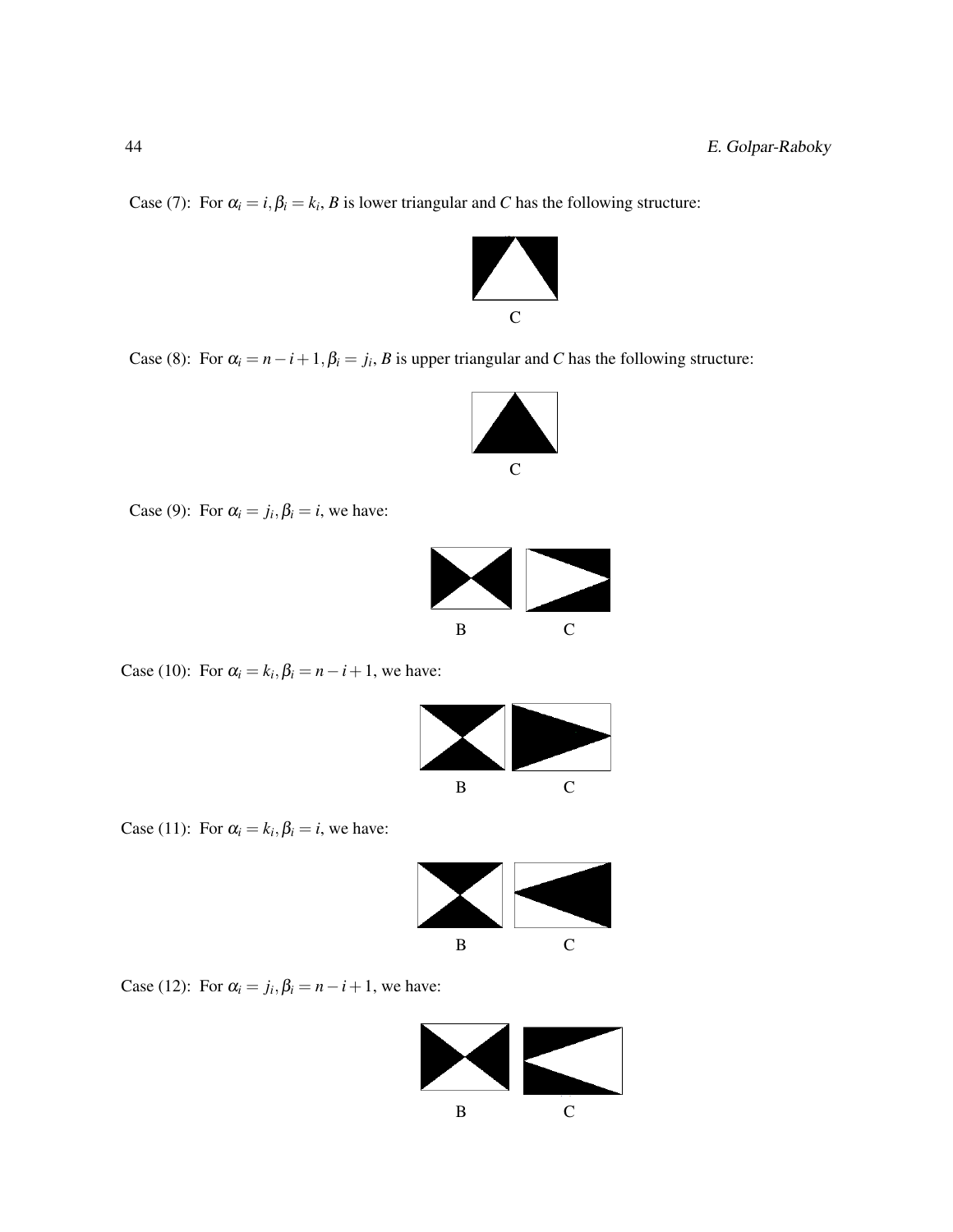Case (7): For $\alpha_i = i, \beta_i = k_i$, $B$ is lower triangular and $C$ has the following structure:

C

Case (8): For $\alpha_i = n-i+1, \beta_i = j_i$, $B$ is upper triangular and $C$ has the following structure:

C

Case (9): For $\alpha_i = j_i, \beta_i = i$, we have:

B C

Case (10): For $\alpha_i = k_i, \beta_i = n-i+1$, we have:

B C

Case (11): For $\alpha_i = k_i, \beta_i = i$, we have:

B C

Case (12): For $\alpha_i = j_i, \beta_i = n-i+1$, we have:

B C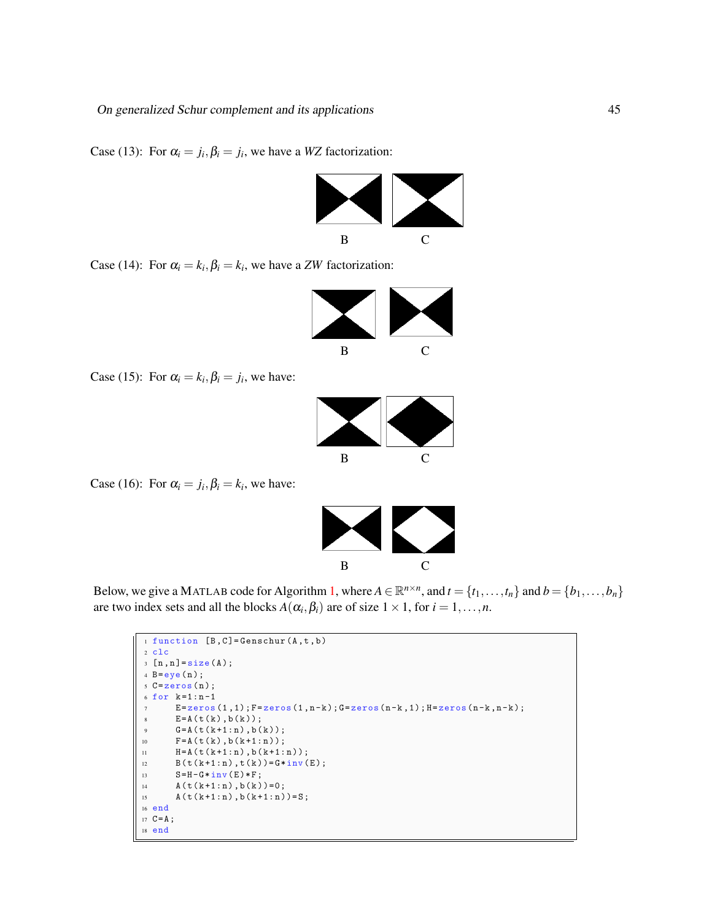Case (13): For $\alpha_i = j_i, \beta_i = j_i$, we have a *WZ* factorization:

B C

Case (14): For $\alpha_i = k_i, \beta_i = k_i$, we have a *ZW* factorization:

B C

Case (15): For $\alpha_i = k_i, \beta_i = j_i$, we have:

B C

Case (16): For $\alpha_i = j_i, \beta_i = k_i$, we have:

B C

Below, we give a MATLAB code for Algorithm 1, where $A \in \mathbb{R}^{n\times n}$, and $t = \{t_1, \ldots, t_n\}$ and $b = \{b_1, \ldots, b_n\}$ are two index sets and all the blocks $A(\alpha_i, \beta_i)$ are of size $1\times 1$, for $i = 1, \ldots, n$.

```
1  function [B,C]=Genschur(A,t,b)
2  clc
3  [n,n]=size(A);
4  B=eye(n);
5  C=zeros(n);
6  for k=1:n-1
7      E=zeros(1,1);F=zeros(1,n-k);G=zeros(n-k,1);H=zeros(n-k,n-k);
8      E=A(t(k),b(k));
9      G=A(t(k+1:n),b(k));
10     F=A(t(k),b(k+1:n));
11     H=A(t(k+1:n),b(k+1:n));
12     B(t(k+1:n),t(k))=G*inv(E);
13     S=H-G*inv(E)*F;
14     A(t(k+1:n),b(k))=0;
15     A(t(k+1:n),b(k+1:n))=S;
16 end
17 C=A;
18 end
```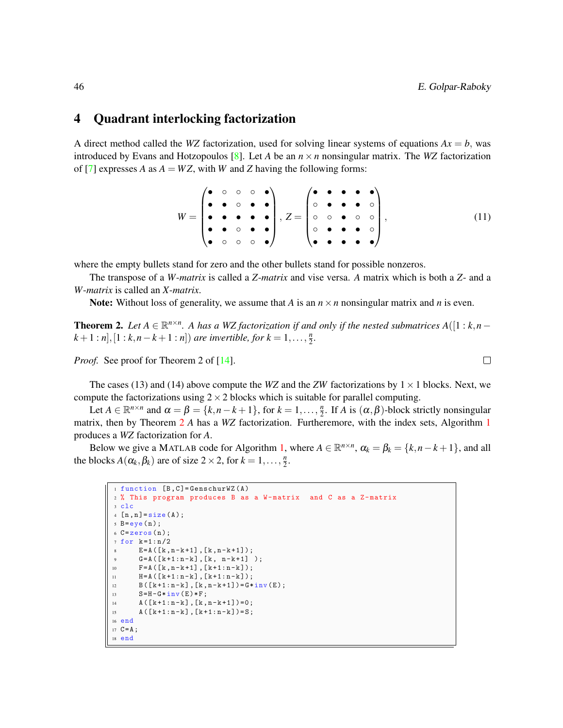## 4 Quadrant interlocking factorization

A direct method called the *WZ* factorization, used for solving linear systems of equations $Ax = b$, was introduced by Evans and Hotzopoulos [8]. Let $A$ be an $n \times n$ nonsingular matrix. The *WZ* factorization of [7] expresses $A$ as $A = WZ$, with $W$ and $Z$ having the following forms:

$$W = \begin{pmatrix} \bullet & \circ & \circ & \circ & \bullet \\ \bullet & \bullet & \circ & \bullet & \bullet \\ \bullet & \bullet & \bullet & \bullet & \bullet \\ \bullet & \bullet & \circ & \bullet & \bullet \\ \bullet & \circ & \circ & \circ & \bullet \end{pmatrix}, \; Z = \begin{pmatrix} \bullet & \bullet & \bullet & \bullet & \bullet \\ \circ & \bullet & \bullet & \bullet & \circ \\ \circ & \circ & \bullet & \circ & \circ \\ \circ & \bullet & \bullet & \bullet & \circ \\ \bullet & \bullet & \bullet & \bullet & \bullet \end{pmatrix}, \tag{11}$$

where the empty bullets stand for zero and the other bullets stand for possible nonzeros.

The transpose of a *W-matrix* is called a *Z-matrix* and vise versa. $A$ matrix which is both a *Z-* and a *W-matrix* is called an *X-matrix*.

**Note:** Without loss of generality, we assume that $A$ is an $n \times n$ nonsingular matrix and $n$ is even.

**Theorem 2.** *Let $A \in \mathbb{R}^{n\times n}$. A has a WZ factorization if and only if the nested submatrices $A([1:k, n-k+1:n],[1:k, n-k+1:n])$ are invertible, for $k = 1,\ldots,\frac{n}{2}$.*

*Proof.* See proof for Theorem 2 of [14]. □

The cases (13) and (14) above compute the *WZ* and the *ZW* factorizations by $1 \times 1$ blocks. Next, we compute the factorizations using $2 \times 2$ blocks which is suitable for parallel computing.

Let $A \in \mathbb{R}^{n\times n}$ and $\alpha = \beta = \{k, n-k+1\}$, for $k = 1,\ldots,\frac{n}{2}$. If $A$ is $(\alpha,\beta)$-block strictly nonsingular matrix, then by Theorem 2 $A$ has a *WZ* factorization. Furtheremore, with the index sets, Algorithm 1 produces a *WZ* factorization for $A$.

Below we give a MATLAB code for Algorithm 1, where $A \in \mathbb{R}^{n\times n}$, $\alpha_k = \beta_k = \{k, n-k+1\}$, and all the blocks $A(\alpha_k, \beta_k)$ are of size $2 \times 2$, for $k = 1,\ldots,\frac{n}{2}$.

```
function [B,C]=GenschurWZ(A)
% This program produces B as a W-matrix  and C as a Z-matrix
clc
[n,n]=size(A);
B=eye(n);
C=zeros(n);
for k=1:n/2
    E=A([k,n-k+1],[k,n-k+1]);
    G=A([k+1:n-k],[k, n-k+1] );
    F=A([k,n-k+1],[k+1:n-k]);
    H=A([k+1:n-k],[k+1:n-k]);
    B([k+1:n-k],[k,n-k+1])=G*inv(E);
    S=H-G*inv(E)*F;
    A([k+1:n-k],[k,n-k+1])=0;
    A([k+1:n-k],[k+1:n-k])=S;
end
C=A;
end
```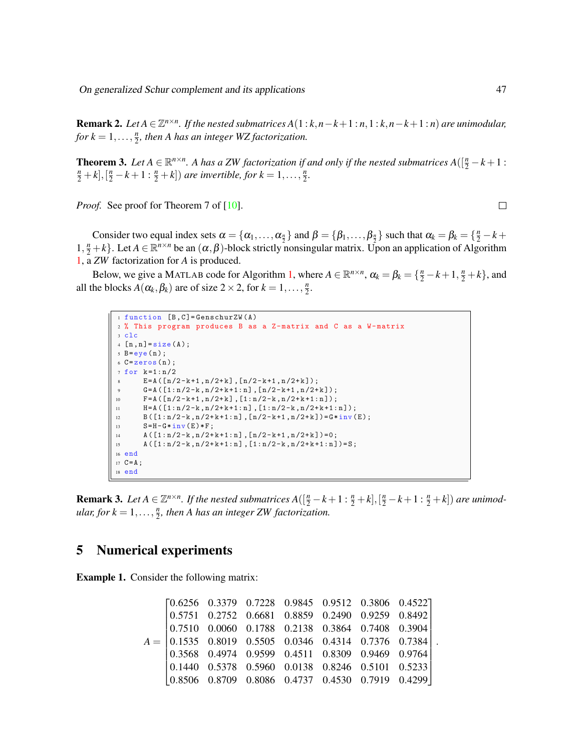**Remark 2.** *Let $A \in \mathbb{Z}^{n\times n}$. If the nested submatrices $A(1:k, n-k+1:n, 1:k, n-k+1:n)$ are unimodular, for $k = 1,\ldots,\frac{n}{2}$, then $A$ has an integer WZ factorization.*

**Theorem 3.** *Let $A \in \mathbb{R}^{n\times n}$. A has a ZW factorization if and only if the nested submatrices $A([\frac{n}{2}-k+1 : \frac{n}{2}+k], [\frac{n}{2}-k+1 : \frac{n}{2}+k])$ are invertible, for $k = 1,\ldots,\frac{n}{2}$.*

*Proof.* See proof for Theorem 7 of [10]. □

Consider two equal index sets $\alpha = \{\alpha_1,\ldots,\alpha_{\frac{n}{2}}\}$ and $\beta = \{\beta_1,\ldots,\beta_{\frac{n}{2}}\}$ such that $\alpha_k = \beta_k = \{\frac{n}{2}-k+1, \frac{n}{2}+k\}$. Let $A \in \mathbb{R}^{n\times n}$ be an $(\alpha,\beta)$-block strictly nonsingular matrix. Upon an application of Algorithm 1, a *ZW* factorization for $A$ is produced.

Below, we give a MATLAB code for Algorithm 1, where $A \in \mathbb{R}^{n\times n}$, $\alpha_k = \beta_k = \{\frac{n}{2}-k+1, \frac{n}{2}+k\}$, and all the blocks $A(\alpha_k,\beta_k)$ are of size $2\times 2$, for $k = 1,\ldots,\frac{n}{2}$.

```
function [B,C]=GenschurZW(A)
% This program produces B as a Z-matrix and C as a W-matrix
clc
[n,n]=size(A);
B=eye(n);
C=zeros(n);
for k=1:n/2
    E=A([n/2-k+1,n/2+k],[n/2-k+1,n/2+k]);
    G=A([1:n/2-k,n/2+k+1:n],[n/2-k+1,n/2+k]);
    F=A([n/2-k+1,n/2+k],[1:n/2-k,n/2+k+1:n]);
    H=A([1:n/2-k,n/2+k+1:n],[1:n/2-k,n/2+k+1:n]);
    B([1:n/2-k,n/2+k+1:n],[n/2-k+1,n/2+k])=G*inv(E);
    S=H-G*inv(E)*F;
    A([1:n/2-k,n/2+k+1:n],[n/2-k+1,n/2+k])=0;
    A([1:n/2-k,n/2+k+1:n],[1:n/2-k,n/2+k+1:n])=S;
end
C=A;
end
```

**Remark 3.** *Let $A \in \mathbb{Z}^{n\times n}$. If the nested submatrices $A([\frac{n}{2}-k+1 : \frac{n}{2}+k], [\frac{n}{2}-k+1 : \frac{n}{2}+k])$ are unimodular, for $k = 1,\ldots,\frac{n}{2}$, then $A$ has an integer ZW factorization.*

## 5 Numerical experiments

**Example 1.** Consider the following matrix:

$$A = \begin{bmatrix} 0.6256 & 0.3379 & 0.7228 & 0.9845 & 0.9512 & 0.3806 & 0.4522 \\ 0.5751 & 0.2752 & 0.6681 & 0.8859 & 0.2490 & 0.9259 & 0.8492 \\ 0.7510 & 0.0060 & 0.1788 & 0.2138 & 0.3864 & 0.7408 & 0.3904 \\ 0.1535 & 0.8019 & 0.5505 & 0.0346 & 0.4314 & 0.7376 & 0.7384 \\ 0.3568 & 0.4974 & 0.9599 & 0.4511 & 0.8309 & 0.9469 & 0.9764 \\ 0.1440 & 0.5378 & 0.5960 & 0.0138 & 0.8246 & 0.5101 & 0.5233 \\ 0.8506 & 0.8709 & 0.8086 & 0.4737 & 0.4530 & 0.7919 & 0.4299 \end{bmatrix}.$$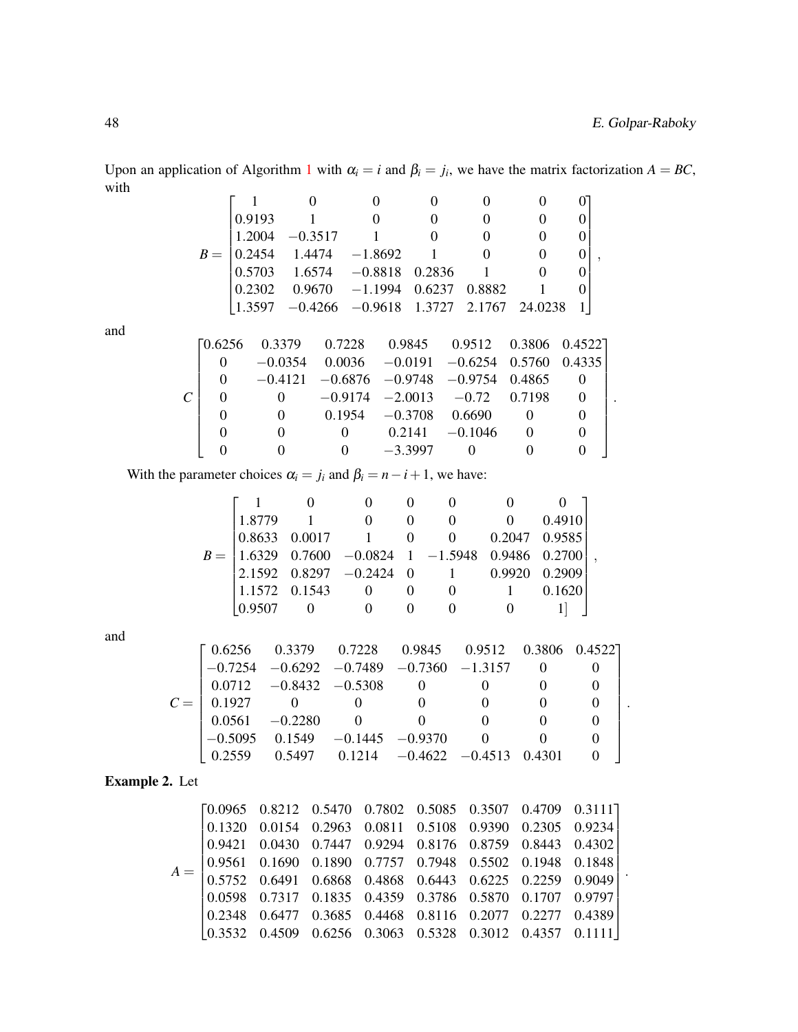Upon an application of Algorithm 1 with $\alpha_i = i$ and $\beta_i = j_i$, we have the matrix factorization $A = BC$, with

$$B = \begin{bmatrix} 1 & 0 & 0 & 0 & 0 & 0 & 0 \\ 0.9193 & 1 & 0 & 0 & 0 & 0 & 0 \\ 1.2004 & -0.3517 & 1 & 0 & 0 & 0 & 0 \\ 0.2454 & 1.4474 & -1.8692 & 1 & 0 & 0 & 0 \\ 0.5703 & 1.6574 & -0.8818 & 0.2836 & 1 & 0 & 0 \\ 0.2302 & 0.9670 & -1.1994 & 0.6237 & 0.8882 & 1 & 0 \\ 1.3597 & -0.4266 & -0.9618 & 1.3727 & 2.1767 & 24.0238 & 1 \end{bmatrix},$$

and

$$C \begin{bmatrix} 0.6256 & 0.3379 & 0.7228 & 0.9845 & 0.9512 & 0.3806 & 0.4522 \\ 0 & -0.0354 & 0.0036 & -0.0191 & -0.6254 & 0.5760 & 0.4335 \\ 0 & -0.4121 & -0.6876 & -0.9748 & -0.9754 & 0.4865 & 0 \\ 0 & 0 & -0.9174 & -2.0013 & -0.72 & 0.7198 & 0 \\ 0 & 0 & 0.1954 & -0.3708 & 0.6690 & 0 & 0 \\ 0 & 0 & 0 & 0.2141 & -0.1046 & 0 & 0 \\ 0 & 0 & 0 & -3.3997 & 0 & 0 & 0 \end{bmatrix}.$$

With the parameter choices $\alpha_i = j_i$ and $\beta_i = n - i + 1$, we have:

$$B = \begin{bmatrix} 1 & 0 & 0 & 0 & 0 & 0 & 0 \\ 1.8779 & 1 & 0 & 0 & 0 & 0 & 0.4910 \\ 0.8633 & 0.0017 & 1 & 0 & 0 & 0.2047 & 0.9585 \\ 1.6329 & 0.7600 & -0.0824 & 1 & -1.5948 & 0.9486 & 0.2700 \\ 2.1592 & 0.8297 & -0.2424 & 0 & 1 & 0.9920 & 0.2909 \\ 1.1572 & 0.1543 & 0 & 0 & 0 & 1 & 0.1620 \\ 0.9507 & 0 & 0 & 0 & 0 & 0 & 1 \end{bmatrix},$$

and

$$C = \begin{bmatrix} 0.6256 & 0.3379 & 0.7228 & 0.9845 & 0.9512 & 0.3806 & 0.4522 \\ -0.7254 & -0.6292 & -0.7489 & -0.7360 & -1.3157 & 0 & 0 \\ 0.0712 & -0.8432 & -0.5308 & 0 & 0 & 0 & 0 \\ 0.1927 & 0 & 0 & 0 & 0 & 0 & 0 \\ 0.0561 & -0.2280 & 0 & 0 & 0 & 0 & 0 \\ -0.5095 & 0.1549 & -0.1445 & -0.9370 & 0 & 0 & 0 \\ 0.2559 & 0.5497 & 0.1214 & -0.4622 & -0.4513 & 0.4301 & 0 \end{bmatrix}.$$

**Example 2.** Let

$$A = \begin{bmatrix} 0.0965 & 0.8212 & 0.5470 & 0.7802 & 0.5085 & 0.3507 & 0.4709 & 0.3111 \\ 0.1320 & 0.0154 & 0.2963 & 0.0811 & 0.5108 & 0.9390 & 0.2305 & 0.9234 \\ 0.9421 & 0.0430 & 0.7447 & 0.9294 & 0.8176 & 0.8759 & 0.8443 & 0.4302 \\ 0.9561 & 0.1690 & 0.1890 & 0.7757 & 0.7948 & 0.5502 & 0.1948 & 0.1848 \\ 0.5752 & 0.6491 & 0.6868 & 0.4868 & 0.6443 & 0.6225 & 0.2259 & 0.9049 \\ 0.0598 & 0.7317 & 0.1835 & 0.4359 & 0.3786 & 0.5870 & 0.1707 & 0.9797 \\ 0.2348 & 0.6477 & 0.3685 & 0.4468 & 0.8116 & 0.2077 & 0.2277 & 0.4389 \\ 0.3532 & 0.4509 & 0.6256 & 0.3063 & 0.5328 & 0.3012 & 0.4357 & 0.1111 \end{bmatrix}.$$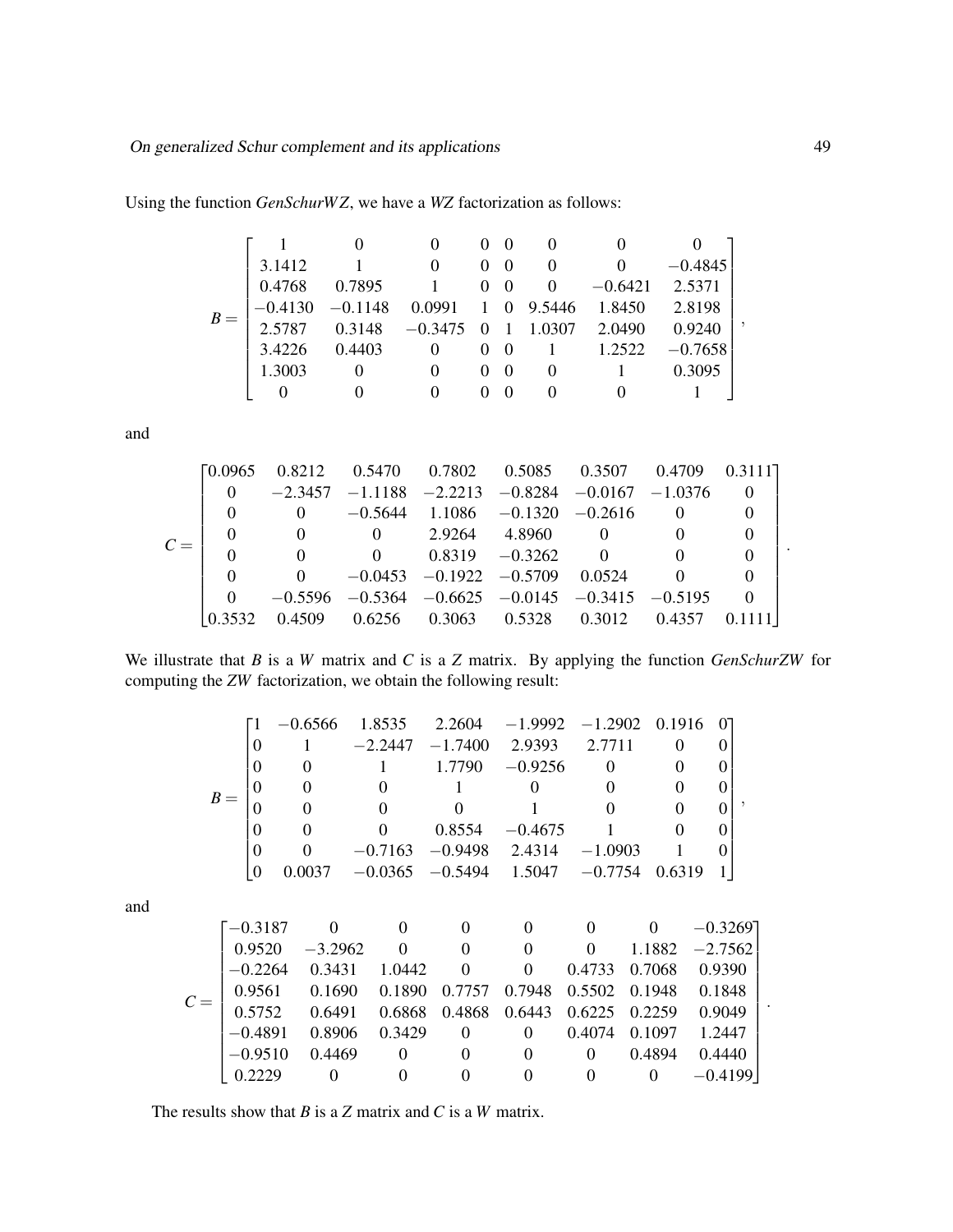Using the function *GenSchurWZ*, we have a *WZ* factorization as follows:

$$B = \begin{bmatrix} 1 & 0 & 0 & 0 & 0 & 0 & 0 & 0 \\ 3.1412 & 1 & 0 & 0 & 0 & 0 & 0 & -0.4845 \\ 0.4768 & 0.7895 & 1 & 0 & 0 & 0 & -0.6421 & 2.5371 \\ -0.4130 & -0.1148 & 0.0991 & 1 & 0 & 9.5446 & 1.8450 & 2.8198 \\ 2.5787 & 0.3148 & -0.3475 & 0 & 1 & 1.0307 & 2.0490 & 0.9240 \\ 3.4226 & 0.4403 & 0 & 0 & 0 & 1 & 1.2522 & -0.7658 \\ 1.3003 & 0 & 0 & 0 & 0 & 0 & 1 & 0.3095 \\ 0 & 0 & 0 & 0 & 0 & 0 & 0 & 1 \end{bmatrix},$$

and

$$C = \begin{bmatrix} 0.0965 & 0.8212 & 0.5470 & 0.7802 & 0.5085 & 0.3507 & 0.4709 & 0.3111 \\ 0 & -2.3457 & -1.1188 & -2.2213 & -0.8284 & -0.0167 & -1.0376 & 0 \\ 0 & 0 & -0.5644 & 1.1086 & -0.1320 & -0.2616 & 0 & 0 \\ 0 & 0 & 0 & 2.9264 & 4.8960 & 0 & 0 & 0 \\ 0 & 0 & 0 & 0.8319 & -0.3262 & 0 & 0 & 0 \\ 0 & 0 & -0.0453 & -0.1922 & -0.5709 & 0.0524 & 0 & 0 \\ 0 & -0.5596 & -0.5364 & -0.6625 & -0.0145 & -0.3415 & -0.5195 & 0 \\ 0.3532 & 0.4509 & 0.6256 & 0.3063 & 0.5328 & 0.3012 & 0.4357 & 0.1111 \end{bmatrix}.$$

We illustrate that $B$ is a $W$ matrix and $C$ is a $Z$ matrix. By applying the function *GenSchurZW* for computing the *ZW* factorization, we obtain the following result:

$$B = \begin{bmatrix} 1 & -0.6566 & 1.8535 & 2.2604 & -1.9992 & -1.2902 & 0.1916 & 0 \\ 0 & 1 & -2.2447 & -1.7400 & 2.9393 & 2.7711 & 0 & 0 \\ 0 & 0 & 1 & 1.7790 & -0.9256 & 0 & 0 & 0 \\ 0 & 0 & 0 & 1 & 0 & 0 & 0 & 0 \\ 0 & 0 & 0 & 0 & 1 & 0 & 0 & 0 \\ 0 & 0 & 0 & 0.8554 & -0.4675 & 1 & 0 & 0 \\ 0 & 0 & -0.7163 & -0.9498 & 2.4314 & -1.0903 & 1 & 0 \\ 0 & 0.0037 & -0.0365 & -0.5494 & 1.5047 & -0.7754 & 0.6319 & 1 \end{bmatrix},$$

and

$$C = \begin{bmatrix} -0.3187 & 0 & 0 & 0 & 0 & 0 & 0 & -0.3269 \\ 0.9520 & -3.2962 & 0 & 0 & 0 & 0 & 1.1882 & -2.7562 \\ -0.2264 & 0.3431 & 1.0442 & 0 & 0 & 0.4733 & 0.7068 & 0.9390 \\ 0.9561 & 0.1690 & 0.1890 & 0.7757 & 0.7948 & 0.5502 & 0.1948 & 0.1848 \\ 0.5752 & 0.6491 & 0.6868 & 0.4868 & 0.6443 & 0.6225 & 0.2259 & 0.9049 \\ -0.4891 & 0.8906 & 0.3429 & 0 & 0 & 0.4074 & 0.1097 & 1.2447 \\ -0.9510 & 0.4469 & 0 & 0 & 0 & 0 & 0.4894 & 0.4440 \\ 0.2229 & 0 & 0 & 0 & 0 & 0 & 0 & -0.4199 \end{bmatrix}.$$

The results show that $B$ is a $Z$ matrix and $C$ is a $W$ matrix.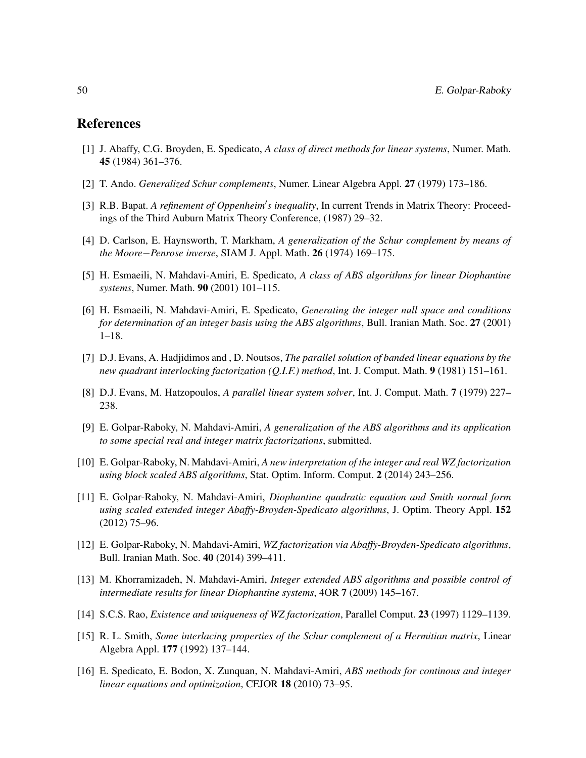## References

[1] J. Abaffy, C.G. Broyden, E. Spedicato, *A class of direct methods for linear systems*, Numer. Math. **45** (1984) 361–376.

[2] T. Ando. *Generalized Schur complements*, Numer. Linear Algebra Appl. **27** (1979) 173–186.

[3] R.B. Bapat. *A refinement of Oppenheim′s inequality*, In current Trends in Matrix Theory: Proceedings of the Third Auburn Matrix Theory Conference, (1987) 29–32.

[4] D. Carlson, E. Haynsworth, T. Markham, *A generalization of the Schur complement by means of the Moore−Penrose inverse*, SIAM J. Appl. Math. **26** (1974) 169–175.

[5] H. Esmaeili, N. Mahdavi-Amiri, E. Spedicato, *A class of ABS algorithms for linear Diophantine systems*, Numer. Math. **90** (2001) 101–115.

[6] H. Esmaeili, N. Mahdavi-Amiri, E. Spedicato, *Generating the integer null space and conditions for determination of an integer basis using the ABS algorithms*, Bull. Iranian Math. Soc. **27** (2001) 1–18.

[7] D.J. Evans, A. Hadjidimos and , D. Noutsos, *The parallel solution of banded linear equations by the new quadrant interlocking factorization (Q.I.F.) method*, Int. J. Comput. Math. **9** (1981) 151–161.

[8] D.J. Evans, M. Hatzopoulos, *A parallel linear system solver*, Int. J. Comput. Math. **7** (1979) 227–238.

[9] E. Golpar-Raboky, N. Mahdavi-Amiri, *A generalization of the ABS algorithms and its application to some special real and integer matrix factorizations*, submitted.

[10] E. Golpar-Raboky, N. Mahdavi-Amiri, *A new interpretation of the integer and real WZ factorization using block scaled ABS algorithms*, Stat. Optim. Inform. Comput. **2** (2014) 243–256.

[11] E. Golpar-Raboky, N. Mahdavi-Amiri, *Diophantine quadratic equation and Smith normal form using scaled extended integer Abaffy-Broyden-Spedicato algorithms*, J. Optim. Theory Appl. **152** (2012) 75–96.

[12] E. Golpar-Raboky, N. Mahdavi-Amiri, *WZ factorization via Abaffy-Broyden-Spedicato algorithms*, Bull. Iranian Math. Soc. **40** (2014) 399–411.

[13] M. Khorramizadeh, N. Mahdavi-Amiri, *Integer extended ABS algorithms and possible control of intermediate results for linear Diophantine systems*, 4OR **7** (2009) 145–167.

[14] S.C.S. Rao, *Existence and uniqueness of WZ factorization*, Parallel Comput. **23** (1997) 1129–1139.

[15] R. L. Smith, *Some interlacing properties of the Schur complement of a Hermitian matrix*, Linear Algebra Appl. **177** (1992) 137–144.

[16] E. Spedicato, E. Bodon, X. Zunquan, N. Mahdavi-Amiri, *ABS methods for continous and integer linear equations and optimization*, CEJOR **18** (2010) 73–95.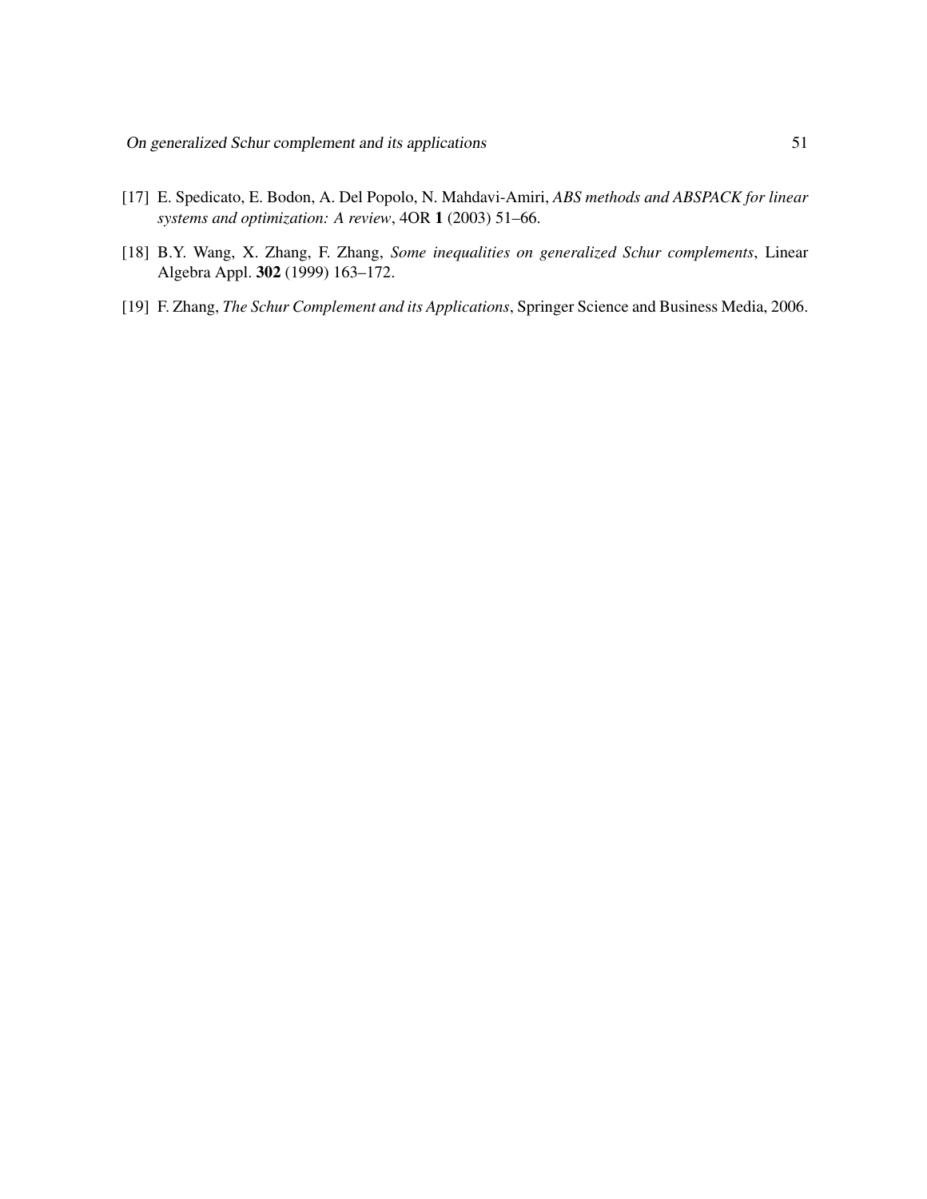[17] E. Spedicato, E. Bodon, A. Del Popolo, N. Mahdavi-Amiri, *ABS methods and ABSPACK for linear systems and optimization: A review*, 4OR **1** (2003) 51–66.

[18] B.Y. Wang, X. Zhang, F. Zhang, *Some inequalities on generalized Schur complements*, Linear Algebra Appl. **302** (1999) 163–172.

[19] F. Zhang, *The Schur Complement and its Applications*, Springer Science and Business Media, 2006.